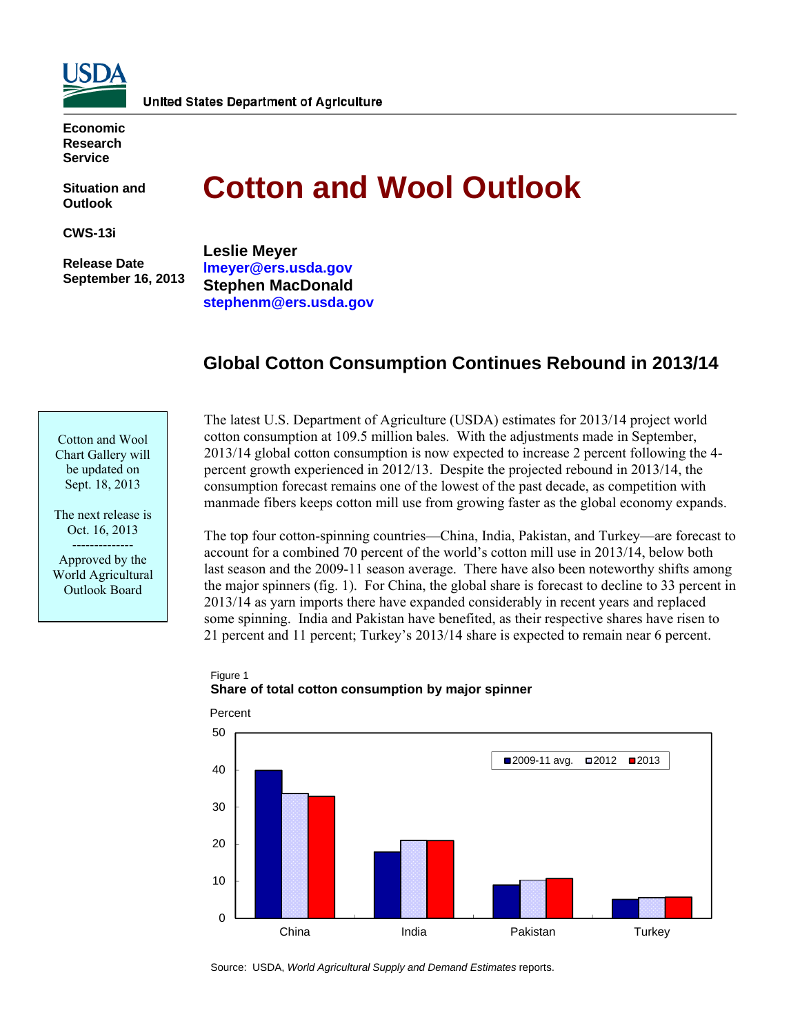**USDA**

United States Department of Agriculture

**Economic Research Service**

**Situation and Outlook**

**CWS-13i**

**Release Date September 16, 2013**

# Cotton and Wool Outlook

**Leslie Meyer**
**lmeyer@ers.usda.gov**
**Stephen MacDonald**
**stephenm@ers.usda.gov**

Cotton and Wool Chart Gallery will be updated on Sept. 18, 2013

The next release is Oct. 16, 2013

--------------

Approved by the World Agricultural Outlook Board

## Global Cotton Consumption Continues Rebound in 2013/14

The latest U.S. Department of Agriculture (USDA) estimates for 2013/14 project world cotton consumption at 109.5 million bales. With the adjustments made in September, 2013/14 global cotton consumption is now expected to increase 2 percent following the 4-percent growth experienced in 2012/13. Despite the projected rebound in 2013/14, the consumption forecast remains one of the lowest of the past decade, as competition with manmade fibers keeps cotton mill use from growing faster as the global economy expands.

The top four cotton-spinning countries—China, India, Pakistan, and Turkey—are forecast to account for a combined 70 percent of the world's cotton mill use in 2013/14, below both last season and the 2009-11 season average. There have also been noteworthy shifts among the major spinners (fig. 1). For China, the global share is forecast to decline to 33 percent in 2013/14 as yarn imports there have expanded considerably in recent years and replaced some spinning. India and Pakistan have benefited, as their respective shares have risen to 21 percent and 11 percent; Turkey's 2013/14 share is expected to remain near 6 percent.

Figure 1
**Share of total cotton consumption by major spinner**

Source: USDA, *World Agricultural Supply and Demand Estimates* reports.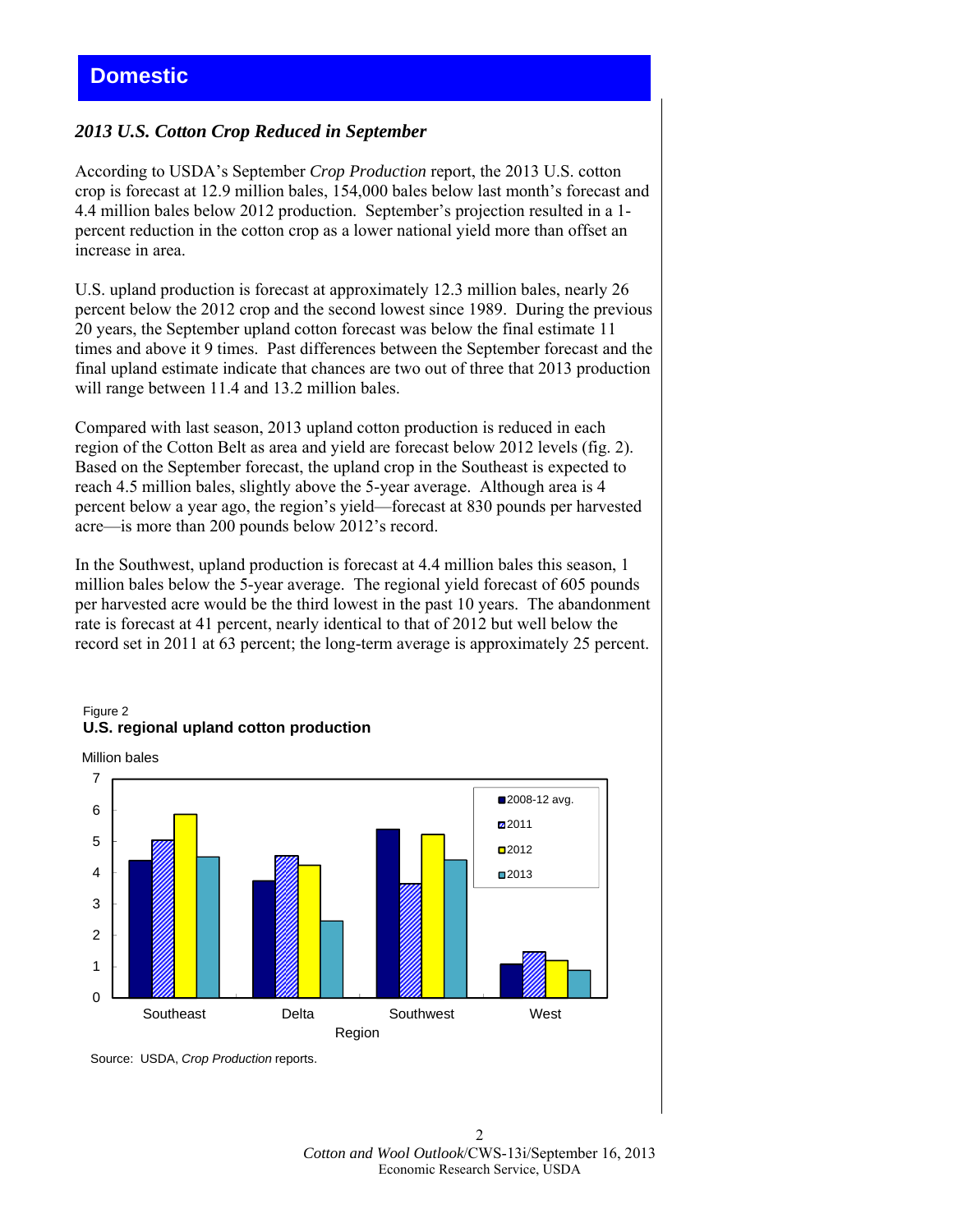# Domestic

### *2013 U.S. Cotton Crop Reduced in September*

According to USDA's September *Crop Production* report, the 2013 U.S. cotton crop is forecast at 12.9 million bales, 154,000 bales below last month's forecast and 4.4 million bales below 2012 production. September's projection resulted in a 1-percent reduction in the cotton crop as a lower national yield more than offset an increase in area.

U.S. upland production is forecast at approximately 12.3 million bales, nearly 26 percent below the 2012 crop and the second lowest since 1989. During the previous 20 years, the September upland cotton forecast was below the final estimate 11 times and above it 9 times. Past differences between the September forecast and the final upland estimate indicate that chances are two out of three that 2013 production will range between 11.4 and 13.2 million bales.

Compared with last season, 2013 upland cotton production is reduced in each region of the Cotton Belt as area and yield are forecast below 2012 levels (fig. 2). Based on the September forecast, the upland crop in the Southeast is expected to reach 4.5 million bales, slightly above the 5-year average. Although area is 4 percent below a year ago, the region's yield—forecast at 830 pounds per harvested acre—is more than 200 pounds below 2012's record.

In the Southwest, upland production is forecast at 4.4 million bales this season, 1 million bales below the 5-year average. The regional yield forecast of 605 pounds per harvested acre would be the third lowest in the past 10 years. The abandonment rate is forecast at 41 percent, nearly identical to that of 2012 but well below the record set in 2011 at 63 percent; the long-term average is approximately 25 percent.

Figure 2
**U.S. regional upland cotton production**

Million bales

| Region | 2008-12 avg. | 2011 | 2012 | 2013 |
|---|---|---|---|---|
| Southeast | 4.4 | 5.0 | 5.9 | 4.5 |
| Delta | 3.7 | 4.5 | 4.2 | 2.5 |
| Southwest | 5.4 | 3.6 | 5.2 | 4.4 |
| West | 1.1 | 1.5 | 1.2 | 0.9 |

Source: USDA, *Crop Production* reports.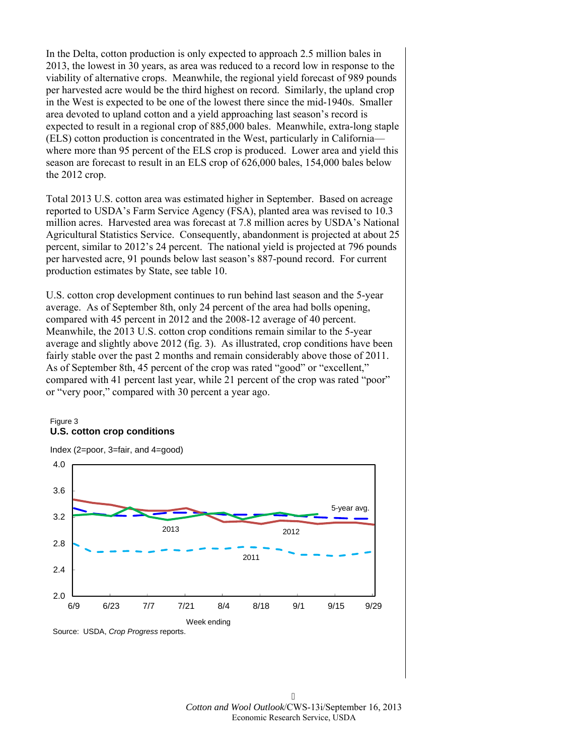In the Delta, cotton production is only expected to approach 2.5 million bales in 2013, the lowest in 30 years, as area was reduced to a record low in response to the viability of alternative crops. Meanwhile, the regional yield forecast of 989 pounds per harvested acre would be the third highest on record. Similarly, the upland crop in the West is expected to be one of the lowest there since the mid-1940s. Smaller area devoted to upland cotton and a yield approaching last season's record is expected to result in a regional crop of 885,000 bales. Meanwhile, extra-long staple (ELS) cotton production is concentrated in the West, particularly in California—where more than 95 percent of the ELS crop is produced. Lower area and yield this season are forecast to result in an ELS crop of 626,000 bales, 154,000 bales below the 2012 crop.

Total 2013 U.S. cotton area was estimated higher in September. Based on acreage reported to USDA's Farm Service Agency (FSA), planted area was revised to 10.3 million acres. Harvested area was forecast at 7.8 million acres by USDA's National Agricultural Statistics Service. Consequently, abandonment is projected at about 25 percent, similar to 2012's 24 percent. The national yield is projected at 796 pounds per harvested acre, 91 pounds below last season's 887-pound record. For current production estimates by State, see table 10.

U.S. cotton crop development continues to run behind last season and the 5-year average. As of September 8th, only 24 percent of the area had bolls opening, compared with 45 percent in 2012 and the 2008-12 average of 40 percent. Meanwhile, the 2013 U.S. cotton crop conditions remain similar to the 5-year average and slightly above 2012 (fig. 3). As illustrated, crop conditions have been fairly stable over the past 2 months and remain considerably above those of 2011. As of September 8th, 45 percent of the crop was rated "good" or "excellent," compared with 41 percent last year, while 21 percent of the crop was rated "poor" or "very poor," compared with 30 percent a year ago.

Figure 3

**U.S. cotton crop conditions**

Index (2=poor, 3=fair, and 4=good)

Source: USDA, *Crop Progress* reports.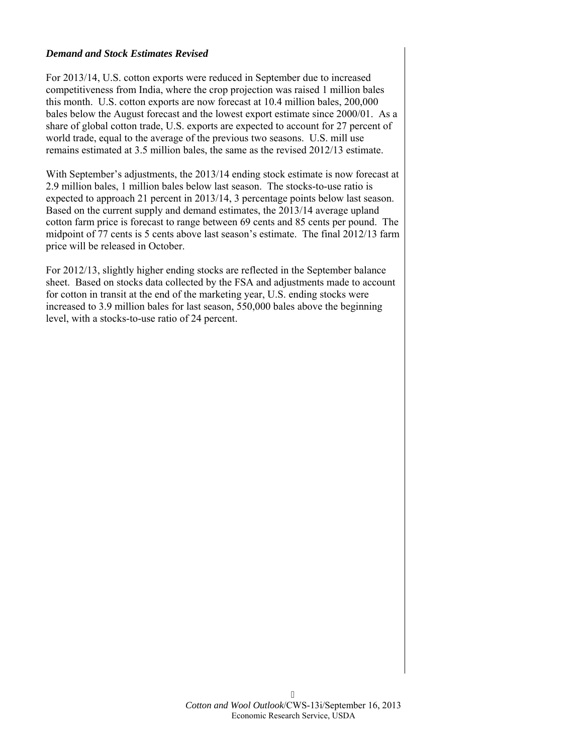### ***Demand and Stock Estimates Revised***

For 2013/14, U.S. cotton exports were reduced in September due to increased competitiveness from India, where the crop projection was raised 1 million bales this month. U.S. cotton exports are now forecast at 10.4 million bales, 200,000 bales below the August forecast and the lowest export estimate since 2000/01. As a share of global cotton trade, U.S. exports are expected to account for 27 percent of world trade, equal to the average of the previous two seasons. U.S. mill use remains estimated at 3.5 million bales, the same as the revised 2012/13 estimate.

With September's adjustments, the 2013/14 ending stock estimate is now forecast at 2.9 million bales, 1 million bales below last season. The stocks-to-use ratio is expected to approach 21 percent in 2013/14, 3 percentage points below last season. Based on the current supply and demand estimates, the 2013/14 average upland cotton farm price is forecast to range between 69 cents and 85 cents per pound. The midpoint of 77 cents is 5 cents above last season's estimate. The final 2012/13 farm price will be released in October.

For 2012/13, slightly higher ending stocks are reflected in the September balance sheet. Based on stocks data collected by the FSA and adjustments made to account for cotton in transit at the end of the marketing year, U.S. ending stocks were increased to 3.9 million bales for last season, 550,000 bales above the beginning level, with a stocks-to-use ratio of 24 percent.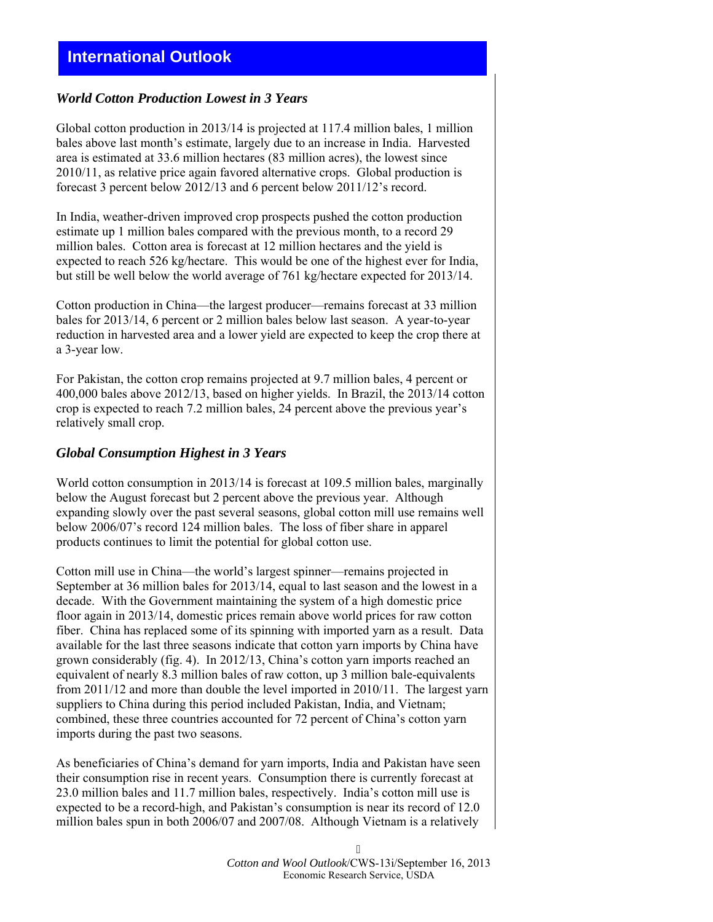## International Outlook

### *World Cotton Production Lowest in 3 Years*

Global cotton production in 2013/14 is projected at 117.4 million bales, 1 million bales above last month's estimate, largely due to an increase in India. Harvested area is estimated at 33.6 million hectares (83 million acres), the lowest since 2010/11, as relative price again favored alternative crops. Global production is forecast 3 percent below 2012/13 and 6 percent below 2011/12's record.

In India, weather-driven improved crop prospects pushed the cotton production estimate up 1 million bales compared with the previous month, to a record 29 million bales. Cotton area is forecast at 12 million hectares and the yield is expected to reach 526 kg/hectare. This would be one of the highest ever for India, but still be well below the world average of 761 kg/hectare expected for 2013/14.

Cotton production in China—the largest producer—remains forecast at 33 million bales for 2013/14, 6 percent or 2 million bales below last season. A year-to-year reduction in harvested area and a lower yield are expected to keep the crop there at a 3-year low.

For Pakistan, the cotton crop remains projected at 9.7 million bales, 4 percent or 400,000 bales above 2012/13, based on higher yields. In Brazil, the 2013/14 cotton crop is expected to reach 7.2 million bales, 24 percent above the previous year's relatively small crop.

### *Global Consumption Highest in 3 Years*

World cotton consumption in 2013/14 is forecast at 109.5 million bales, marginally below the August forecast but 2 percent above the previous year. Although expanding slowly over the past several seasons, global cotton mill use remains well below 2006/07's record 124 million bales. The loss of fiber share in apparel products continues to limit the potential for global cotton use.

Cotton mill use in China—the world's largest spinner—remains projected in September at 36 million bales for 2013/14, equal to last season and the lowest in a decade. With the Government maintaining the system of a high domestic price floor again in 2013/14, domestic prices remain above world prices for raw cotton fiber. China has replaced some of its spinning with imported yarn as a result. Data available for the last three seasons indicate that cotton yarn imports by China have grown considerably (fig. 4). In 2012/13, China's cotton yarn imports reached an equivalent of nearly 8.3 million bales of raw cotton, up 3 million bale-equivalents from 2011/12 and more than double the level imported in 2010/11. The largest yarn suppliers to China during this period included Pakistan, India, and Vietnam; combined, these three countries accounted for 72 percent of China's cotton yarn imports during the past two seasons.

As beneficiaries of China's demand for yarn imports, India and Pakistan have seen their consumption rise in recent years. Consumption there is currently forecast at 23.0 million bales and 11.7 million bales, respectively. India's cotton mill use is expected to be a record-high, and Pakistan's consumption is near its record of 12.0 million bales spun in both 2006/07 and 2007/08. Although Vietnam is a relatively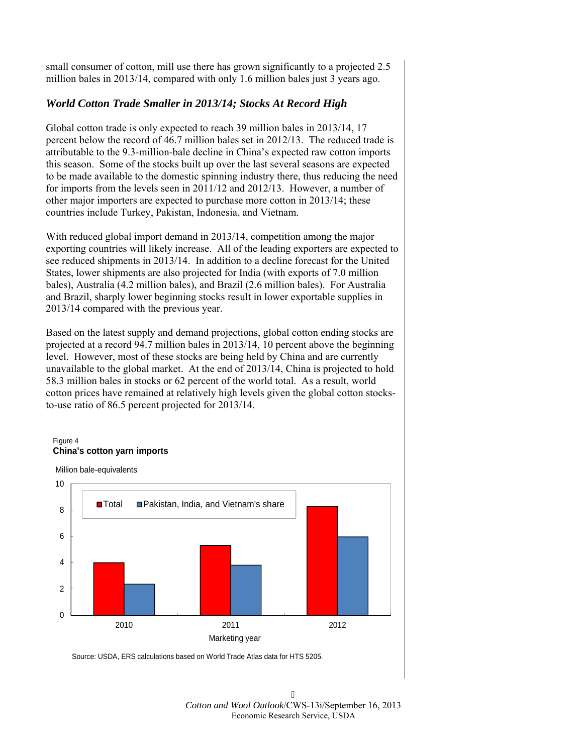small consumer of cotton, mill use there has grown significantly to a projected 2.5 million bales in 2013/14, compared with only 1.6 million bales just 3 years ago.

### *World Cotton Trade Smaller in 2013/14; Stocks At Record High*

Global cotton trade is only expected to reach 39 million bales in 2013/14, 17 percent below the record of 46.7 million bales set in 2012/13. The reduced trade is attributable to the 9.3-million-bale decline in China's expected raw cotton imports this season. Some of the stocks built up over the last several seasons are expected to be made available to the domestic spinning industry there, thus reducing the need for imports from the levels seen in 2011/12 and 2012/13. However, a number of other major importers are expected to purchase more cotton in 2013/14; these countries include Turkey, Pakistan, Indonesia, and Vietnam.

With reduced global import demand in 2013/14, competition among the major exporting countries will likely increase. All of the leading exporters are expected to see reduced shipments in 2013/14. In addition to a decline forecast for the United States, lower shipments are also projected for India (with exports of 7.0 million bales), Australia (4.2 million bales), and Brazil (2.6 million bales). For Australia and Brazil, sharply lower beginning stocks result in lower exportable supplies in 2013/14 compared with the previous year.

Based on the latest supply and demand projections, global cotton ending stocks are projected at a record 94.7 million bales in 2013/14, 10 percent above the beginning level. However, most of these stocks are being held by China and are currently unavailable to the global market. At the end of 2013/14, China is projected to hold 58.3 million bales in stocks or 62 percent of the world total. As a result, world cotton prices have remained at relatively high levels given the global cotton stocks-to-use ratio of 86.5 percent projected for 2013/14.

Figure 4
**China's cotton yarn imports**

Million bale-equivalents

| Marketing year | Total | Pakistan, India, and Vietnam's share |
|---|---|---|
| 2010 | 4.0 | 2.4 |
| 2011 | 5.3 | 3.8 |
| 2012 | 8.3 | 6.0 |

Source: USDA, ERS calculations based on World Trade Atlas data for HTS 5205.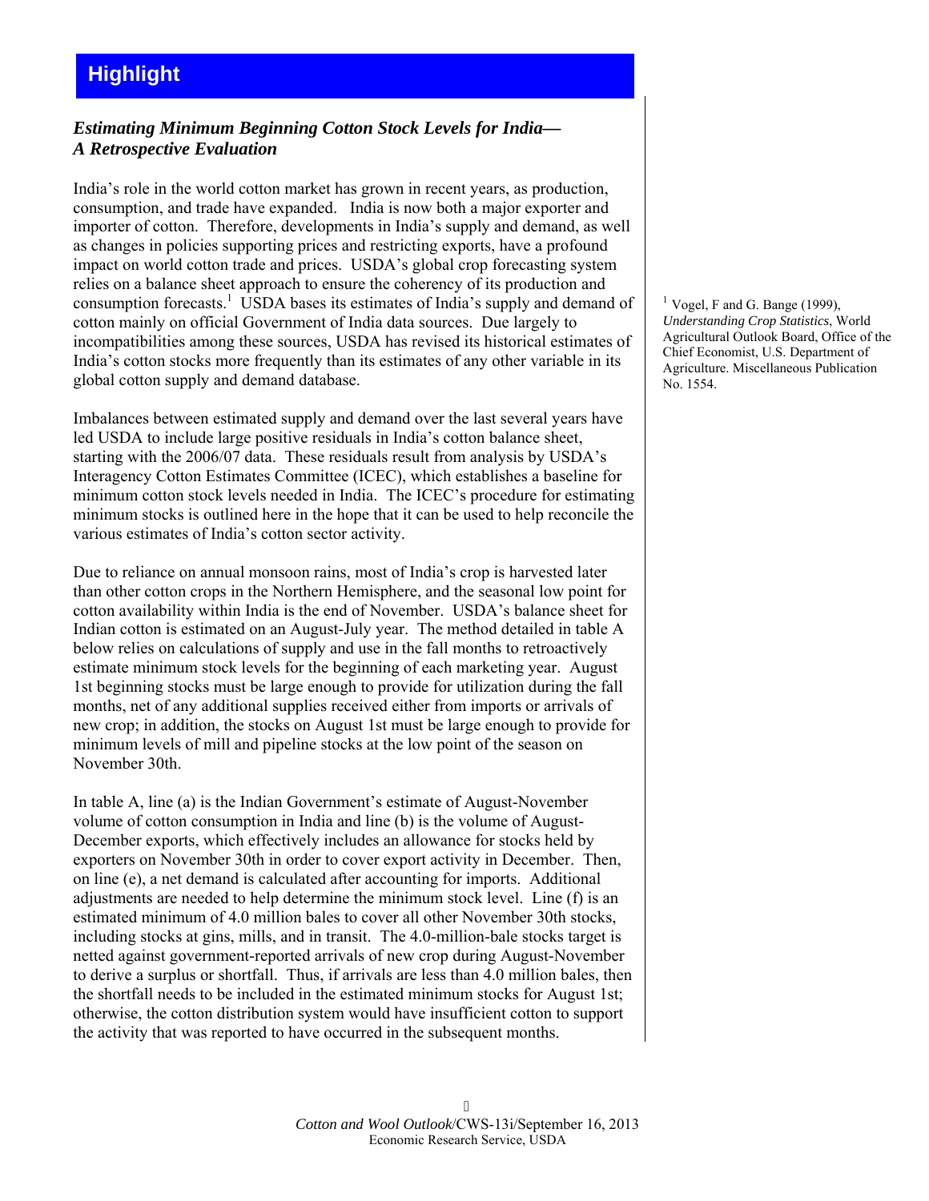## Highlight

### *Estimating Minimum Beginning Cotton Stock Levels for India— A Retrospective Evaluation*

India's role in the world cotton market has grown in recent years, as production, consumption, and trade have expanded. India is now both a major exporter and importer of cotton. Therefore, developments in India's supply and demand, as well as changes in policies supporting prices and restricting exports, have a profound impact on world cotton trade and prices. USDA's global crop forecasting system relies on a balance sheet approach to ensure the coherency of its production and consumption forecasts.[1] USDA bases its estimates of India's supply and demand of cotton mainly on official Government of India data sources. Due largely to incompatibilities among these sources, USDA has revised its historical estimates of India's cotton stocks more frequently than its estimates of any other variable in its global cotton supply and demand database.

Imbalances between estimated supply and demand over the last several years have led USDA to include large positive residuals in India's cotton balance sheet, starting with the 2006/07 data. These residuals result from analysis by USDA's Interagency Cotton Estimates Committee (ICEC), which establishes a baseline for minimum cotton stock levels needed in India. The ICEC's procedure for estimating minimum stocks is outlined here in the hope that it can be used to help reconcile the various estimates of India's cotton sector activity.

Due to reliance on annual monsoon rains, most of India's crop is harvested later than other cotton crops in the Northern Hemisphere, and the seasonal low point for cotton availability within India is the end of November. USDA's balance sheet for Indian cotton is estimated on an August-July year. The method detailed in table A below relies on calculations of supply and use in the fall months to retroactively estimate minimum stock levels for the beginning of each marketing year. August 1st beginning stocks must be large enough to provide for utilization during the fall months, net of any additional supplies received either from imports or arrivals of new crop; in addition, the stocks on August 1st must be large enough to provide for minimum levels of mill and pipeline stocks at the low point of the season on November 30th.

In table A, line (a) is the Indian Government's estimate of August-November volume of cotton consumption in India and line (b) is the volume of August-December exports, which effectively includes an allowance for stocks held by exporters on November 30th in order to cover export activity in December. Then, on line (e), a net demand is calculated after accounting for imports. Additional adjustments are needed to help determine the minimum stock level. Line (f) is an estimated minimum of 4.0 million bales to cover all other November 30th stocks, including stocks at gins, mills, and in transit. The 4.0-million-bale stocks target is netted against government-reported arrivals of new crop during August-November to derive a surplus or shortfall. Thus, if arrivals are less than 4.0 million bales, then the shortfall needs to be included in the estimated minimum stocks for August 1st; otherwise, the cotton distribution system would have insufficient cotton to support the activity that was reported to have occurred in the subsequent months.

[1] Vogel, F and G. Bange (1999), *Understanding Crop Statistics*, World Agricultural Outlook Board, Office of the Chief Economist, U.S. Department of Agriculture. Miscellaneous Publication No. 1554.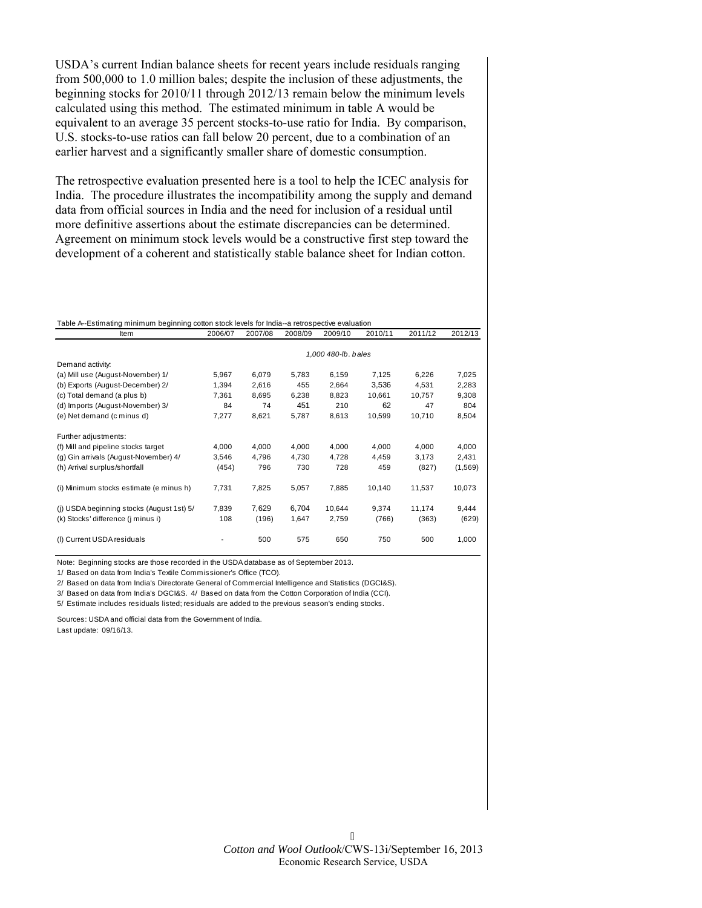USDA's current Indian balance sheets for recent years include residuals ranging from 500,000 to 1.0 million bales; despite the inclusion of these adjustments, the beginning stocks for 2010/11 through 2012/13 remain below the minimum levels calculated using this method. The estimated minimum in table A would be equivalent to an average 35 percent stocks-to-use ratio for India. By comparison, U.S. stocks-to-use ratios can fall below 20 percent, due to a combination of an earlier harvest and a significantly smaller share of domestic consumption.

The retrospective evaluation presented here is a tool to help the ICEC analysis for India. The procedure illustrates the incompatibility among the supply and demand data from official sources in India and the need for inclusion of a residual until more definitive assertions about the estimate discrepancies can be determined. Agreement on minimum stock levels would be a constructive first step toward the development of a coherent and statistically stable balance sheet for Indian cotton.

Table A--Estimating minimum beginning cotton stock levels for India--a retrospective evaluation

| Item | 2006/07 | 2007/08 | 2008/09 | 2009/10 | 2010/11 | 2011/12 | 2012/13 |
|---|---|---|---|---|---|---|---|
| | | | | *1,000 480-lb. bales* | | | |
| Demand activity: | | | | | | | |
| (a) Mill use (August-November) 1/ | 5,967 | 6,079 | 5,783 | 6,159 | 7,125 | 6,226 | 7,025 |
| (b) Exports (August-December) 2/ | 1,394 | 2,616 | 455 | 2,664 | 3,536 | 4,531 | 2,283 |
| (c) Total demand (a plus b) | 7,361 | 8,695 | 6,238 | 8,823 | 10,661 | 10,757 | 9,308 |
| (d) Imports (August-November) 3/ | 84 | 74 | 451 | 210 | 62 | 47 | 804 |
| (e) Net demand (c minus d) | 7,277 | 8,621 | 5,787 | 8,613 | 10,599 | 10,710 | 8,504 |
| Further adjustments: | | | | | | | |
| (f) Mill and pipeline stocks target | 4,000 | 4,000 | 4,000 | 4,000 | 4,000 | 4,000 | 4,000 |
| (g) Gin arrivals (August-November) 4/ | 3,546 | 4,796 | 4,730 | 4,728 | 4,459 | 3,173 | 2,431 |
| (h) Arrival surplus/shortfall | (454) | 796 | 730 | 728 | 459 | (827) | (1,569) |
| (i) Minimum stocks estimate (e minus h) | 7,731 | 7,825 | 5,057 | 7,885 | 10,140 | 11,537 | 10,073 |
| (j) USDA beginning stocks (August 1st) 5/ | 7,839 | 7,629 | 6,704 | 10,644 | 9,374 | 11,174 | 9,444 |
| (k) Stocks' difference (j minus i) | 108 | (196) | 1,647 | 2,759 | (766) | (363) | (629) |
| (l) Current USDA residuals | - | 500 | 575 | 650 | 750 | 500 | 1,000 |

Note: Beginning stocks are those recorded in the USDA database as of September 2013.

1/ Based on data from India's Textile Commissioner's Office (TCO).

2/ Based on data from India's Directorate General of Commercial Intelligence and Statistics (DGCI&S).

3/ Based on data from India's DGCI&S. 4/ Based on data from the Cotton Corporation of India (CCI).

5/ Estimate includes residuals listed; residuals are added to the previous season's ending stocks.

Sources: USDA and official data from the Government of India.

Last update: 09/16/13.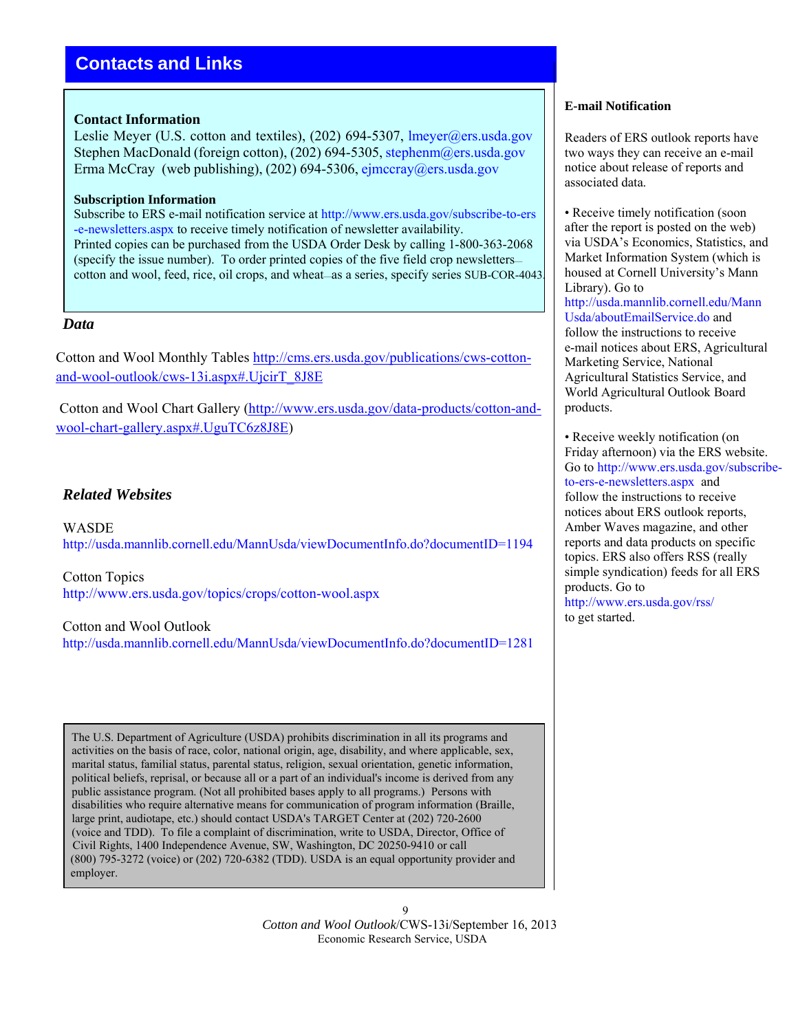## Contacts and Links

### Contact Information

Leslie Meyer (U.S. cotton and textiles), (202) 694-5307, lmeyer@ers.usda.gov
Stephen MacDonald (foreign cotton), (202) 694-5305, stephenm@ers.usda.gov
Erma McCray (web publishing), (202) 694-5306, ejmccray@ers.usda.gov

### Subscription Information

Subscribe to ERS e-mail notification service at http://www.ers.usda.gov/subscribe-to-ers-e-newsletters.aspx to receive timely notification of newsletter availability.
Printed copies can be purchased from the USDA Order Desk by calling 1-800-363-2068 (specify the issue number). To order printed copies of the five field crop newsletters—cotton and wool, feed, rice, oil crops, and wheat—as a series, specify series SUB-COR-4043.

### *Data*

Cotton and Wool Monthly Tables http://cms.ers.usda.gov/publications/cws-cotton-and-wool-outlook/cws-13i.aspx#.UjcirT_8J8E

Cotton and Wool Chart Gallery (http://www.ers.usda.gov/data-products/cotton-and-wool-chart-gallery.aspx#.UguTC6z8J8E)

### *Related Websites*

WASDE
http://usda.mannlib.cornell.edu/MannUsda/viewDocumentInfo.do?documentID=1194

Cotton Topics
http://www.ers.usda.gov/topics/crops/cotton-wool.aspx

Cotton and Wool Outlook
http://usda.mannlib.cornell.edu/MannUsda/viewDocumentInfo.do?documentID=1281

The U.S. Department of Agriculture (USDA) prohibits discrimination in all its programs and activities on the basis of race, color, national origin, age, disability, and where applicable, sex, marital status, familial status, parental status, religion, sexual orientation, genetic information, political beliefs, reprisal, or because all or a part of an individual's income is derived from any public assistance program. (Not all prohibited bases apply to all programs.) Persons with disabilities who require alternative means for communication of program information (Braille, large print, audiotape, etc.) should contact USDA's TARGET Center at (202) 720-2600 (voice and TDD). To file a complaint of discrimination, write to USDA, Director, Office of Civil Rights, 1400 Independence Avenue, SW, Washington, DC 20250-9410 or call (800) 795-3272 (voice) or (202) 720-6382 (TDD). USDA is an equal opportunity provider and employer.

### E-mail Notification

Readers of ERS outlook reports have two ways they can receive an e-mail notice about release of reports and associated data.

- Receive timely notification (soon after the report is posted on the web) via USDA's Economics, Statistics, and Market Information System (which is housed at Cornell University's Mann Library). Go to http://usda.mannlib.cornell.edu/MannUsda/aboutEmailService.do and follow the instructions to receive e-mail notices about ERS, Agricultural Marketing Service, National Agricultural Statistics Service, and World Agricultural Outlook Board products.

- Receive weekly notification (on Friday afternoon) via the ERS website. Go to http://www.ers.usda.gov/subscribe-to-ers-e-newsletters.aspx and follow the instructions to receive notices about ERS outlook reports, Amber Waves magazine, and other reports and data products on specific topics. ERS also offers RSS (really simple syndication) feeds for all ERS products. Go to http://www.ers.usda.gov/rss/ to get started.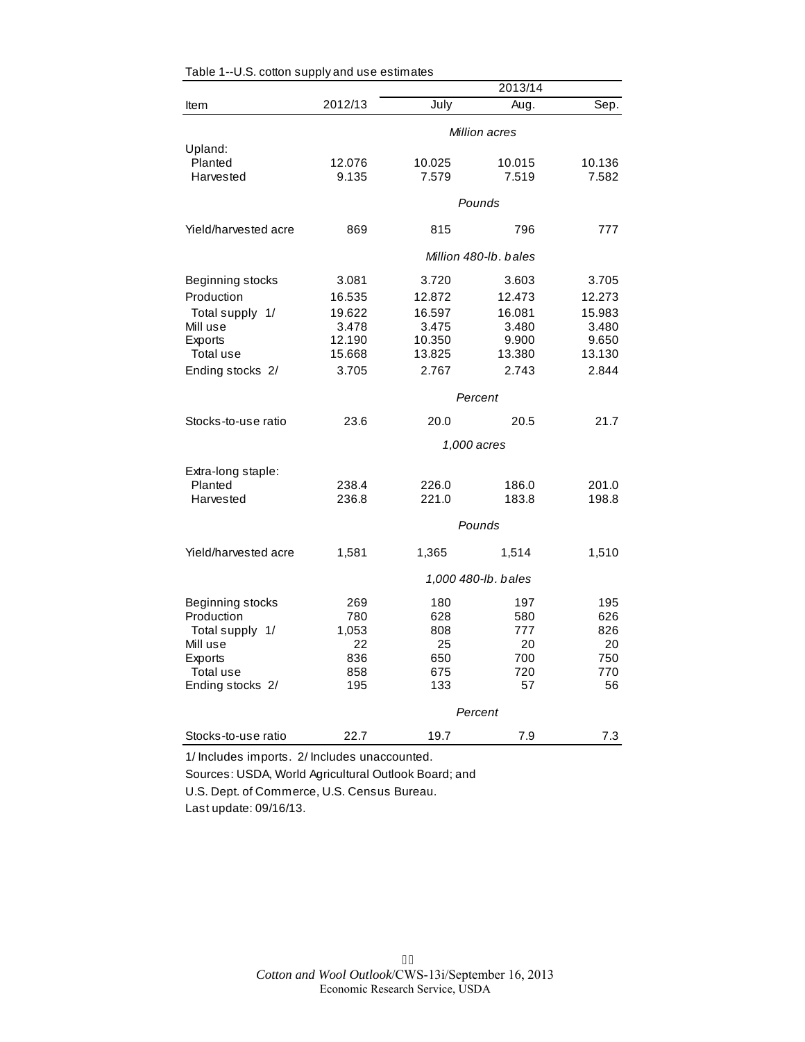Table 1--U.S. cotton supply and use estimates

| Item | 2012/13 | 2013/14 July | 2013/14 Aug. | 2013/14 Sep. |
|---|---|---|---|---|
| | | *Million acres* | | |
| Upland: | | | | |
| Planted | 12.076 | 10.025 | 10.015 | 10.136 |
| Harvested | 9.135 | 7.579 | 7.519 | 7.582 |
| | | *Pounds* | | |
| Yield/harvested acre | 869 | 815 | 796 | 777 |
| | | *Million 480-lb. bales* | | |
| Beginning stocks | 3.081 | 3.720 | 3.603 | 3.705 |
| Production | 16.535 | 12.872 | 12.473 | 12.273 |
| Total supply 1/ | 19.622 | 16.597 | 16.081 | 15.983 |
| Mill use | 3.478 | 3.475 | 3.480 | 3.480 |
| Exports | 12.190 | 10.350 | 9.900 | 9.650 |
| Total use | 15.668 | 13.825 | 13.380 | 13.130 |
| Ending stocks 2/ | 3.705 | 2.767 | 2.743 | 2.844 |
| | | *Percent* | | |
| Stocks-to-use ratio | 23.6 | 20.0 | 20.5 | 21.7 |
| | | *1,000 acres* | | |
| Extra-long staple: | | | | |
| Planted | 238.4 | 226.0 | 186.0 | 201.0 |
| Harvested | 236.8 | 221.0 | 183.8 | 198.8 |
| | | *Pounds* | | |
| Yield/harvested acre | 1,581 | 1,365 | 1,514 | 1,510 |
| | | *1,000 480-lb. bales* | | |
| Beginning stocks | 269 | 180 | 197 | 195 |
| Production | 780 | 628 | 580 | 626 |
| Total supply 1/ | 1,053 | 808 | 777 | 826 |
| Mill use | 22 | 25 | 20 | 20 |
| Exports | 836 | 650 | 700 | 750 |
| Total use | 858 | 675 | 720 | 770 |
| Ending stocks 2/ | 195 | 133 | 57 | 56 |
| | | *Percent* | | |
| Stocks-to-use ratio | 22.7 | 19.7 | 7.9 | 7.3 |

1/ Includes imports. 2/ Includes unaccounted.

Sources: USDA, World Agricultural Outlook Board; and

U.S. Dept. of Commerce, U.S. Census Bureau.

Last update: 09/16/13.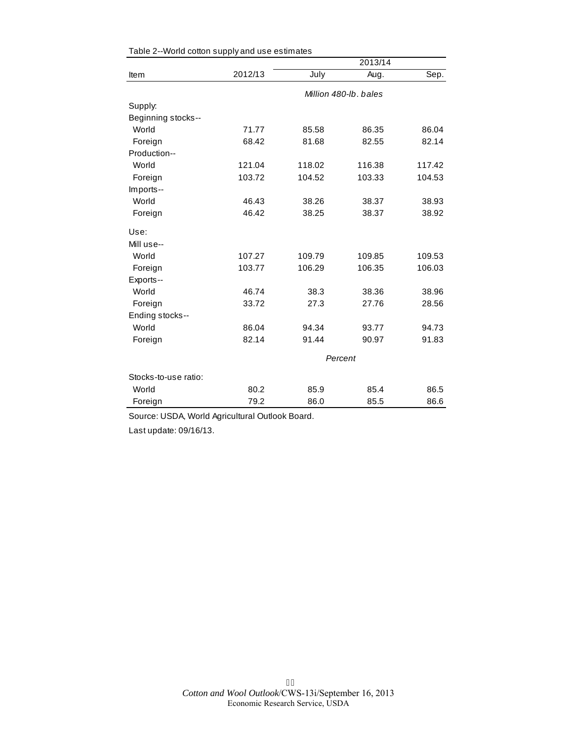Table 2--World cotton supply and use estimates

| Item | 2012/13 | 2013/14 July | 2013/14 Aug. | 2013/14 Sep. |
|---|---|---|---|---|
| | | *Million 480-lb. bales* | | |
| Supply: | | | | |
| Beginning stocks-- | | | | |
| World | 71.77 | 85.58 | 86.35 | 86.04 |
| Foreign | 68.42 | 81.68 | 82.55 | 82.14 |
| Production-- | | | | |
| World | 121.04 | 118.02 | 116.38 | 117.42 |
| Foreign | 103.72 | 104.52 | 103.33 | 104.53 |
| Imports-- | | | | |
| World | 46.43 | 38.26 | 38.37 | 38.93 |
| Foreign | 46.42 | 38.25 | 38.37 | 38.92 |
| Use: | | | | |
| Mill use-- | | | | |
| World | 107.27 | 109.79 | 109.85 | 109.53 |
| Foreign | 103.77 | 106.29 | 106.35 | 106.03 |
| Exports-- | | | | |
| World | 46.74 | 38.3 | 38.36 | 38.96 |
| Foreign | 33.72 | 27.3 | 27.76 | 28.56 |
| Ending stocks-- | | | | |
| World | 86.04 | 94.34 | 93.77 | 94.73 |
| Foreign | 82.14 | 91.44 | 90.97 | 91.83 |
| | | *Percent* | | |
| Stocks-to-use ratio: | | | | |
| World | 80.2 | 85.9 | 85.4 | 86.5 |
| Foreign | 79.2 | 86.0 | 85.5 | 86.6 |

Source: USDA, World Agricultural Outlook Board.

Last update: 09/16/13.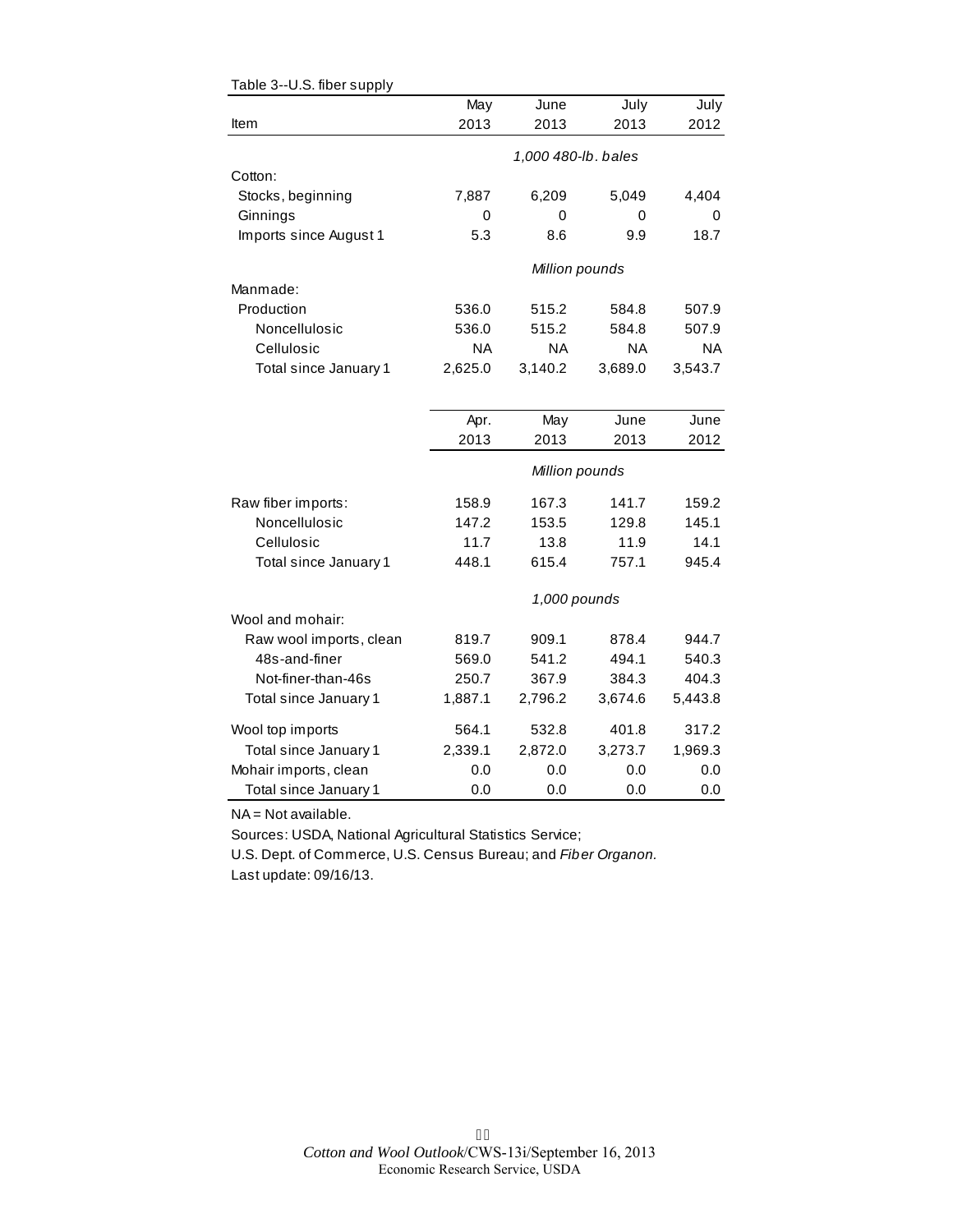Table 3--U.S. fiber supply

| Item | May 2013 | June 2013 | July 2013 | July 2012 |
|---|---|---|---|---|
| | *1,000 480-lb. bales* | | | |
| Cotton: | | | | |
| Stocks, beginning | 7,887 | 6,209 | 5,049 | 4,404 |
| Ginnings | 0 | 0 | 0 | 0 |
| Imports since August 1 | 5.3 | 8.6 | 9.9 | 18.7 |
| | *Million pounds* | | | |
| Manmade: | | | | |
| Production | 536.0 | 515.2 | 584.8 | 507.9 |
| Noncellulosic | 536.0 | 515.2 | 584.8 | 507.9 |
| Cellulosic | NA | NA | NA | NA |
| Total since January 1 | 2,625.0 | 3,140.2 | 3,689.0 | 3,543.7 |

| | Apr. 2013 | May 2013 | June 2013 | June 2012 |
|---|---|---|---|---|
| | *Million pounds* | | | |
| Raw fiber imports: | 158.9 | 167.3 | 141.7 | 159.2 |
| Noncellulosic | 147.2 | 153.5 | 129.8 | 145.1 |
| Cellulosic | 11.7 | 13.8 | 11.9 | 14.1 |
| Total since January 1 | 448.1 | 615.4 | 757.1 | 945.4 |
| | *1,000 pounds* | | | |
| Wool and mohair: | | | | |
| Raw wool imports, clean | 819.7 | 909.1 | 878.4 | 944.7 |
| 48s-and-finer | 569.0 | 541.2 | 494.1 | 540.3 |
| Not-finer-than-46s | 250.7 | 367.9 | 384.3 | 404.3 |
| Total since January 1 | 1,887.1 | 2,796.2 | 3,674.6 | 5,443.8 |
| Wool top imports | 564.1 | 532.8 | 401.8 | 317.2 |
| Total since January 1 | 2,339.1 | 2,872.0 | 3,273.7 | 1,969.3 |
| Mohair imports, clean | 0.0 | 0.0 | 0.0 | 0.0 |
| Total since January 1 | 0.0 | 0.0 | 0.0 | 0.0 |

NA = Not available.

Sources: USDA, National Agricultural Statistics Service;

U.S. Dept. of Commerce, U.S. Census Bureau; and *Fiber Organon.*

Last update: 09/16/13.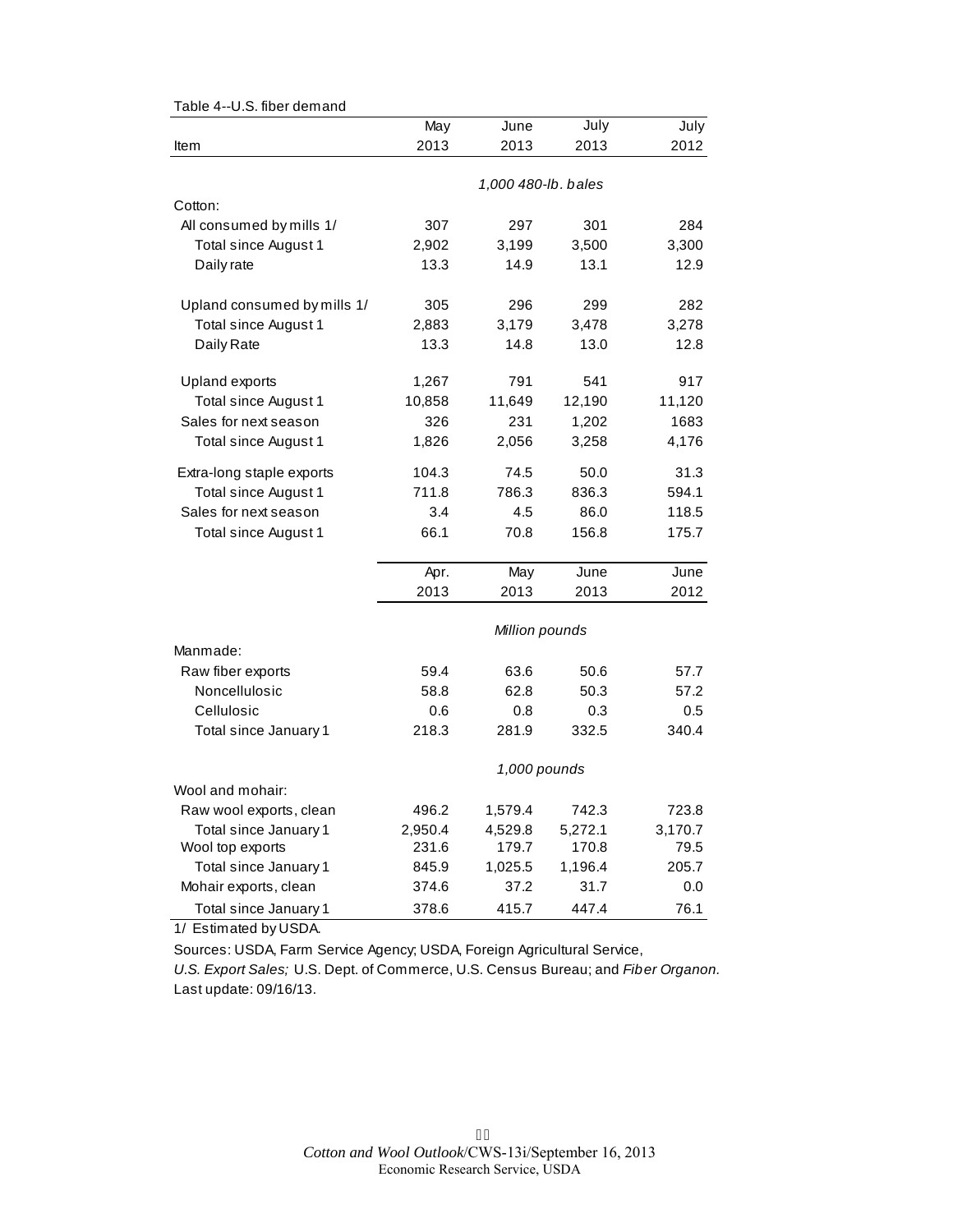Table 4--U.S. fiber demand

| Item | May 2013 | June 2013 | July 2013 | July 2012 |
|---|---|---|---|---|
| | *1,000 480-lb. bales* | | | |
| Cotton: | | | | |
| All consumed by mills 1/ | 307 | 297 | 301 | 284 |
| Total since August 1 | 2,902 | 3,199 | 3,500 | 3,300 |
| Daily rate | 13.3 | 14.9 | 13.1 | 12.9 |
| Upland consumed by mills 1/ | 305 | 296 | 299 | 282 |
| Total since August 1 | 2,883 | 3,179 | 3,478 | 3,278 |
| Daily Rate | 13.3 | 14.8 | 13.0 | 12.8 |
| Upland exports | 1,267 | 791 | 541 | 917 |
| Total since August 1 | 10,858 | 11,649 | 12,190 | 11,120 |
| Sales for next season | 326 | 231 | 1,202 | 1683 |
| Total since August 1 | 1,826 | 2,056 | 3,258 | 4,176 |
| Extra-long staple exports | 104.3 | 74.5 | 50.0 | 31.3 |
| Total since August 1 | 711.8 | 786.3 | 836.3 | 594.1 |
| Sales for next season | 3.4 | 4.5 | 86.0 | 118.5 |
| Total since August 1 | 66.1 | 70.8 | 156.8 | 175.7 |
| | **Apr. 2013** | **May 2013** | **June 2013** | **June 2012** |
| | *Million pounds* | | | |
| Manmade: | | | | |
| Raw fiber exports | 59.4 | 63.6 | 50.6 | 57.7 |
| Noncellulosic | 58.8 | 62.8 | 50.3 | 57.2 |
| Cellulosic | 0.6 | 0.8 | 0.3 | 0.5 |
| Total since January 1 | 218.3 | 281.9 | 332.5 | 340.4 |
| | *1,000 pounds* | | | |
| Wool and mohair: | | | | |
| Raw wool exports, clean | 496.2 | 1,579.4 | 742.3 | 723.8 |
| Total since January 1 | 2,950.4 | 4,529.8 | 5,272.1 | 3,170.7 |
| Wool top exports | 231.6 | 179.7 | 170.8 | 79.5 |
| Total since January 1 | 845.9 | 1,025.5 | 1,196.4 | 205.7 |
| Mohair exports, clean | 374.6 | 37.2 | 31.7 | 0.0 |
| Total since January 1 | 378.6 | 415.7 | 447.4 | 76.1 |

1/ Estimated by USDA.

Sources: USDA, Farm Service Agency; USDA, Foreign Agricultural Service, *U.S. Export Sales;* U.S. Dept. of Commerce, U.S. Census Bureau; and *Fiber Organon.*

Last update: 09/16/13.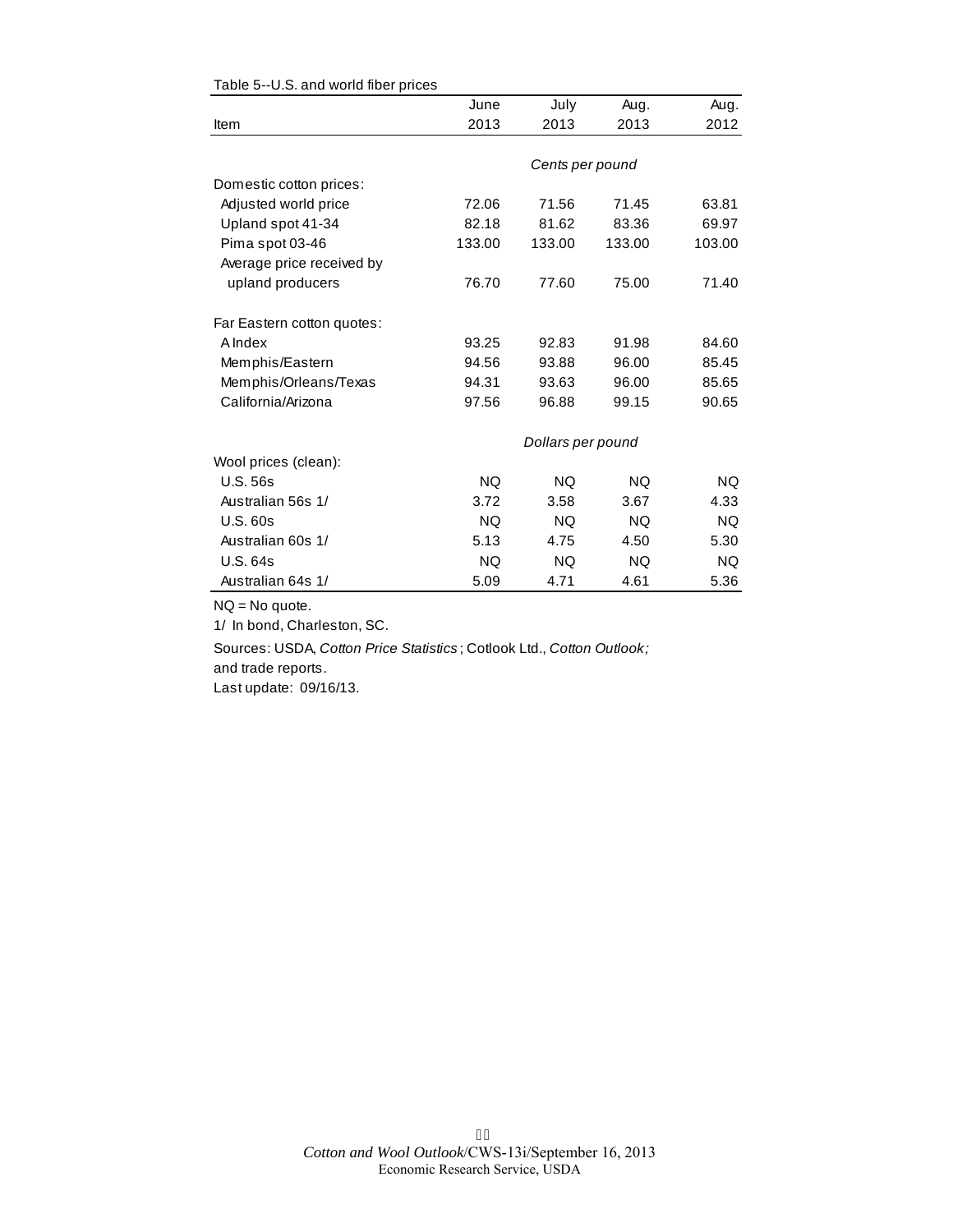Table 5--U.S. and world fiber prices

| Item | June 2013 | July 2013 | Aug. 2013 | Aug. 2012 |
|---|---|---|---|---|
| | *Cents per pound* | | | |
| Domestic cotton prices: | | | | |
| Adjusted world price | 72.06 | 71.56 | 71.45 | 63.81 |
| Upland spot 41-34 | 82.18 | 81.62 | 83.36 | 69.97 |
| Pima spot 03-46 | 133.00 | 133.00 | 133.00 | 103.00 |
| Average price received by upland producers | 76.70 | 77.60 | 75.00 | 71.40 |
| Far Eastern cotton quotes: | | | | |
| A Index | 93.25 | 92.83 | 91.98 | 84.60 |
| Memphis/Eastern | 94.56 | 93.88 | 96.00 | 85.45 |
| Memphis/Orleans/Texas | 94.31 | 93.63 | 96.00 | 85.65 |
| California/Arizona | 97.56 | 96.88 | 99.15 | 90.65 |
| | *Dollars per pound* | | | |
| Wool prices (clean): | | | | |
| U.S. 56s | NQ | NQ | NQ | NQ |
| Australian 56s 1/ | 3.72 | 3.58 | 3.67 | 4.33 |
| U.S. 60s | NQ | NQ | NQ | NQ |
| Australian 60s 1/ | 5.13 | 4.75 | 4.50 | 5.30 |
| U.S. 64s | NQ | NQ | NQ | NQ |
| Australian 64s 1/ | 5.09 | 4.71 | 4.61 | 5.36 |

NQ = No quote.

1/ In bond, Charleston, SC.

Sources: USDA, *Cotton Price Statistics*; Cotlook Ltd., *Cotton Outlook;* and trade reports.

Last update: 09/16/13.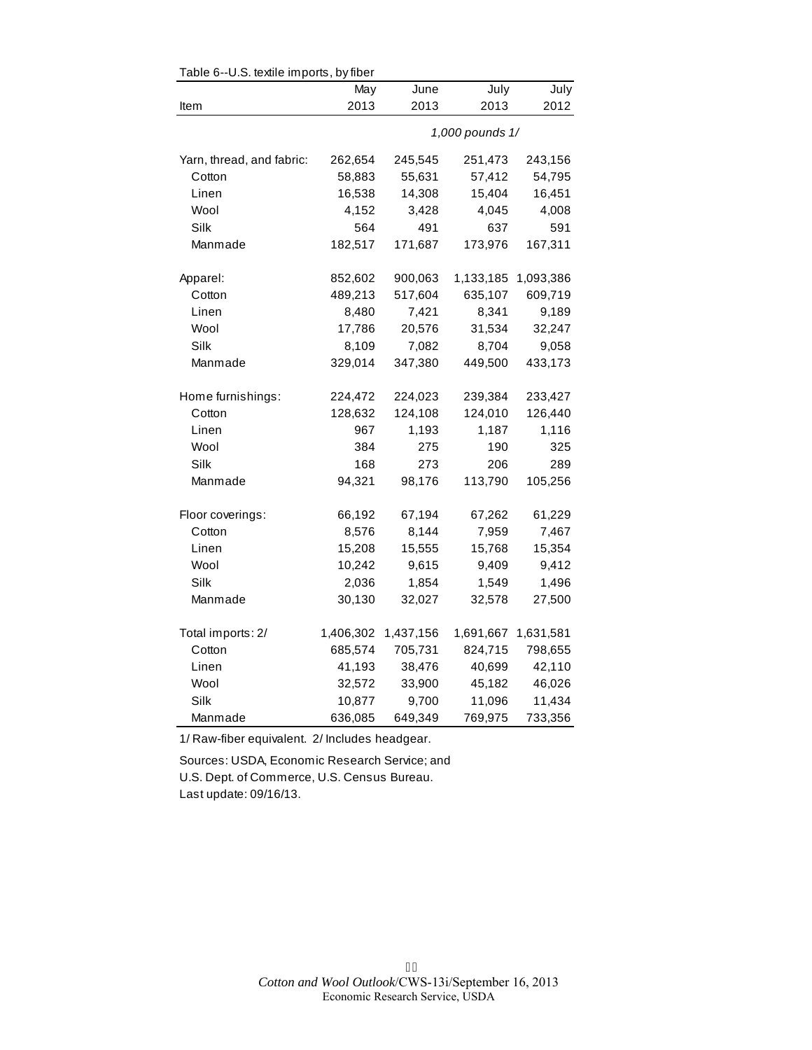Table 6--U.S. textile imports, by fiber

| Item | May 2013 | June 2013 | July 2013 | July 2012 |
|---|---|---|---|---|
| | | | *1,000 pounds 1/* | |
| Yarn, thread, and fabric: | 262,654 | 245,545 | 251,473 | 243,156 |
| Cotton | 58,883 | 55,631 | 57,412 | 54,795 |
| Linen | 16,538 | 14,308 | 15,404 | 16,451 |
| Wool | 4,152 | 3,428 | 4,045 | 4,008 |
| Silk | 564 | 491 | 637 | 591 |
| Manmade | 182,517 | 171,687 | 173,976 | 167,311 |
| Apparel: | 852,602 | 900,063 | 1,133,185 | 1,093,386 |
| Cotton | 489,213 | 517,604 | 635,107 | 609,719 |
| Linen | 8,480 | 7,421 | 8,341 | 9,189 |
| Wool | 17,786 | 20,576 | 31,534 | 32,247 |
| Silk | 8,109 | 7,082 | 8,704 | 9,058 |
| Manmade | 329,014 | 347,380 | 449,500 | 433,173 |
| Home furnishings: | 224,472 | 224,023 | 239,384 | 233,427 |
| Cotton | 128,632 | 124,108 | 124,010 | 126,440 |
| Linen | 967 | 1,193 | 1,187 | 1,116 |
| Wool | 384 | 275 | 190 | 325 |
| Silk | 168 | 273 | 206 | 289 |
| Manmade | 94,321 | 98,176 | 113,790 | 105,256 |
| Floor coverings: | 66,192 | 67,194 | 67,262 | 61,229 |
| Cotton | 8,576 | 8,144 | 7,959 | 7,467 |
| Linen | 15,208 | 15,555 | 15,768 | 15,354 |
| Wool | 10,242 | 9,615 | 9,409 | 9,412 |
| Silk | 2,036 | 1,854 | 1,549 | 1,496 |
| Manmade | 30,130 | 32,027 | 32,578 | 27,500 |
| Total imports: 2/ | 1,406,302 | 1,437,156 | 1,691,667 | 1,631,581 |
| Cotton | 685,574 | 705,731 | 824,715 | 798,655 |
| Linen | 41,193 | 38,476 | 40,699 | 42,110 |
| Wool | 32,572 | 33,900 | 45,182 | 46,026 |
| Silk | 10,877 | 9,700 | 11,096 | 11,434 |
| Manmade | 636,085 | 649,349 | 769,975 | 733,356 |

1/ Raw-fiber equivalent. 2/ Includes headgear.

Sources: USDA, Economic Research Service; and
U.S. Dept. of Commerce, U.S. Census Bureau.
Last update: 09/16/13.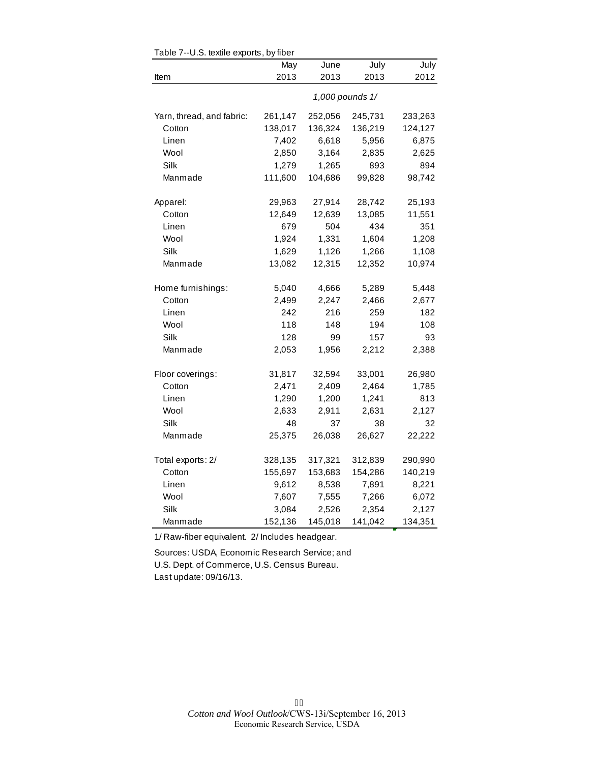Table 7--U.S. textile exports, by fiber

| Item | May 2013 | June 2013 | July 2013 | July 2012 |
|---|---|---|---|---|
| | *1,000 pounds 1/* | | | |
| Yarn, thread, and fabric: | 261,147 | 252,056 | 245,731 | 233,263 |
| Cotton | 138,017 | 136,324 | 136,219 | 124,127 |
| Linen | 7,402 | 6,618 | 5,956 | 6,875 |
| Wool | 2,850 | 3,164 | 2,835 | 2,625 |
| Silk | 1,279 | 1,265 | 893 | 894 |
| Manmade | 111,600 | 104,686 | 99,828 | 98,742 |
| Apparel: | 29,963 | 27,914 | 28,742 | 25,193 |
| Cotton | 12,649 | 12,639 | 13,085 | 11,551 |
| Linen | 679 | 504 | 434 | 351 |
| Wool | 1,924 | 1,331 | 1,604 | 1,208 |
| Silk | 1,629 | 1,126 | 1,266 | 1,108 |
| Manmade | 13,082 | 12,315 | 12,352 | 10,974 |
| Home furnishings: | 5,040 | 4,666 | 5,289 | 5,448 |
| Cotton | 2,499 | 2,247 | 2,466 | 2,677 |
| Linen | 242 | 216 | 259 | 182 |
| Wool | 118 | 148 | 194 | 108 |
| Silk | 128 | 99 | 157 | 93 |
| Manmade | 2,053 | 1,956 | 2,212 | 2,388 |
| Floor coverings: | 31,817 | 32,594 | 33,001 | 26,980 |
| Cotton | 2,471 | 2,409 | 2,464 | 1,785 |
| Linen | 1,290 | 1,200 | 1,241 | 813 |
| Wool | 2,633 | 2,911 | 2,631 | 2,127 |
| Silk | 48 | 37 | 38 | 32 |
| Manmade | 25,375 | 26,038 | 26,627 | 22,222 |
| Total exports: 2/ | 328,135 | 317,321 | 312,839 | 290,990 |
| Cotton | 155,697 | 153,683 | 154,286 | 140,219 |
| Linen | 9,612 | 8,538 | 7,891 | 8,221 |
| Wool | 7,607 | 7,555 | 7,266 | 6,072 |
| Silk | 3,084 | 2,526 | 2,354 | 2,127 |
| Manmade | 152,136 | 145,018 | 141,042 | 134,351 |

1/ Raw-fiber equivalent. 2/ Includes headgear.

Sources: USDA, Economic Research Service; and U.S. Dept. of Commerce, U.S. Census Bureau.
Last update: 09/16/13.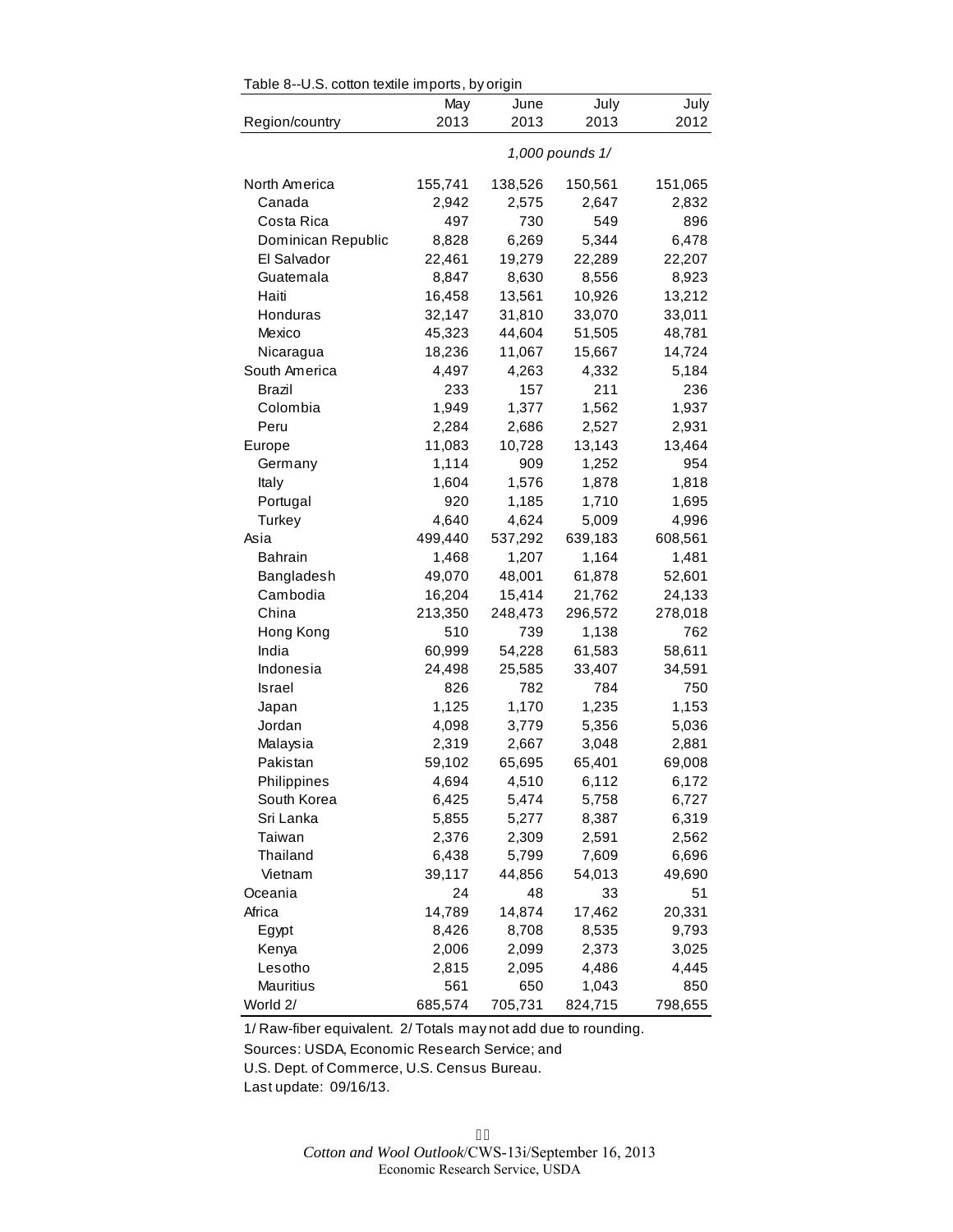Table 8--U.S. cotton textile imports, by origin

| Region/country | May 2013 | June 2013 | July 2013 | July 2012 |
|---|---|---|---|---|
| | *1,000 pounds 1/* | | | |
| North America | 155,741 | 138,526 | 150,561 | 151,065 |
| Canada | 2,942 | 2,575 | 2,647 | 2,832 |
| Costa Rica | 497 | 730 | 549 | 896 |
| Dominican Republic | 8,828 | 6,269 | 5,344 | 6,478 |
| El Salvador | 22,461 | 19,279 | 22,289 | 22,207 |
| Guatemala | 8,847 | 8,630 | 8,556 | 8,923 |
| Haiti | 16,458 | 13,561 | 10,926 | 13,212 |
| Honduras | 32,147 | 31,810 | 33,070 | 33,011 |
| Mexico | 45,323 | 44,604 | 51,505 | 48,781 |
| Nicaragua | 18,236 | 11,067 | 15,667 | 14,724 |
| South America | 4,497 | 4,263 | 4,332 | 5,184 |
| Brazil | 233 | 157 | 211 | 236 |
| Colombia | 1,949 | 1,377 | 1,562 | 1,937 |
| Peru | 2,284 | 2,686 | 2,527 | 2,931 |
| Europe | 11,083 | 10,728 | 13,143 | 13,464 |
| Germany | 1,114 | 909 | 1,252 | 954 |
| Italy | 1,604 | 1,576 | 1,878 | 1,818 |
| Portugal | 920 | 1,185 | 1,710 | 1,695 |
| Turkey | 4,640 | 4,624 | 5,009 | 4,996 |
| Asia | 499,440 | 537,292 | 639,183 | 608,561 |
| Bahrain | 1,468 | 1,207 | 1,164 | 1,481 |
| Bangladesh | 49,070 | 48,001 | 61,878 | 52,601 |
| Cambodia | 16,204 | 15,414 | 21,762 | 24,133 |
| China | 213,350 | 248,473 | 296,572 | 278,018 |
| Hong Kong | 510 | 739 | 1,138 | 762 |
| India | 60,999 | 54,228 | 61,583 | 58,611 |
| Indonesia | 24,498 | 25,585 | 33,407 | 34,591 |
| Israel | 826 | 782 | 784 | 750 |
| Japan | 1,125 | 1,170 | 1,235 | 1,153 |
| Jordan | 4,098 | 3,779 | 5,356 | 5,036 |
| Malaysia | 2,319 | 2,667 | 3,048 | 2,881 |
| Pakistan | 59,102 | 65,695 | 65,401 | 69,008 |
| Philippines | 4,694 | 4,510 | 6,112 | 6,172 |
| South Korea | 6,425 | 5,474 | 5,758 | 6,727 |
| Sri Lanka | 5,855 | 5,277 | 8,387 | 6,319 |
| Taiwan | 2,376 | 2,309 | 2,591 | 2,562 |
| Thailand | 6,438 | 5,799 | 7,609 | 6,696 |
| Vietnam | 39,117 | 44,856 | 54,013 | 49,690 |
| Oceania | 24 | 48 | 33 | 51 |
| Africa | 14,789 | 14,874 | 17,462 | 20,331 |
| Egypt | 8,426 | 8,708 | 8,535 | 9,793 |
| Kenya | 2,006 | 2,099 | 2,373 | 3,025 |
| Lesotho | 2,815 | 2,095 | 4,486 | 4,445 |
| Mauritius | 561 | 650 | 1,043 | 850 |
| World 2/ | 685,574 | 705,731 | 824,715 | 798,655 |

1/ Raw-fiber equivalent. 2/ Totals may not add due to rounding.

Sources: USDA, Economic Research Service; and
U.S. Dept. of Commerce, U.S. Census Bureau.

Last update: 09/16/13.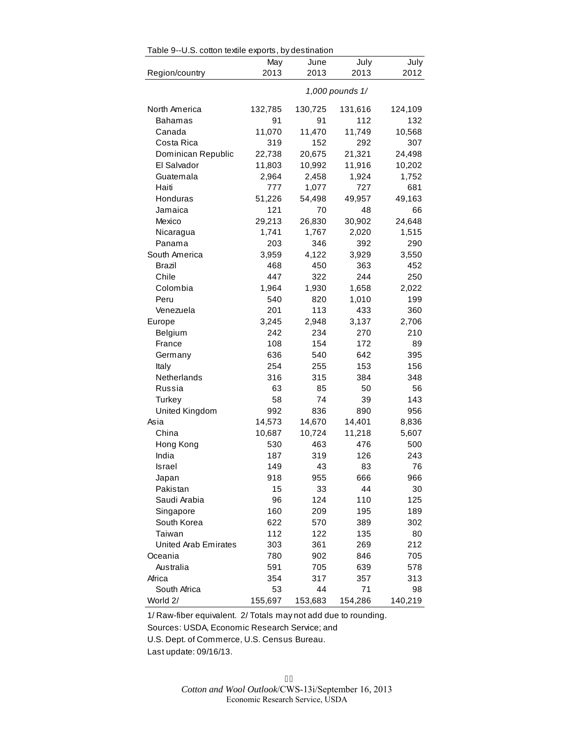Table 9--U.S. cotton textile exports, by destination

| Region/country | May 2013 | June 2013 | July 2013 | July 2012 |
|---|---|---|---|---|
| | | *1,000 pounds 1/* | | |
| North America | 132,785 | 130,725 | 131,616 | 124,109 |
| Bahamas | 91 | 91 | 112 | 132 |
| Canada | 11,070 | 11,470 | 11,749 | 10,568 |
| Costa Rica | 319 | 152 | 292 | 307 |
| Dominican Republic | 22,738 | 20,675 | 21,321 | 24,498 |
| El Salvador | 11,803 | 10,992 | 11,916 | 10,202 |
| Guatemala | 2,964 | 2,458 | 1,924 | 1,752 |
| Haiti | 777 | 1,077 | 727 | 681 |
| Honduras | 51,226 | 54,498 | 49,957 | 49,163 |
| Jamaica | 121 | 70 | 48 | 66 |
| Mexico | 29,213 | 26,830 | 30,902 | 24,648 |
| Nicaragua | 1,741 | 1,767 | 2,020 | 1,515 |
| Panama | 203 | 346 | 392 | 290 |
| South America | 3,959 | 4,122 | 3,929 | 3,550 |
| Brazil | 468 | 450 | 363 | 452 |
| Chile | 447 | 322 | 244 | 250 |
| Colombia | 1,964 | 1,930 | 1,658 | 2,022 |
| Peru | 540 | 820 | 1,010 | 199 |
| Venezuela | 201 | 113 | 433 | 360 |
| Europe | 3,245 | 2,948 | 3,137 | 2,706 |
| Belgium | 242 | 234 | 270 | 210 |
| France | 108 | 154 | 172 | 89 |
| Germany | 636 | 540 | 642 | 395 |
| Italy | 254 | 255 | 153 | 156 |
| Netherlands | 316 | 315 | 384 | 348 |
| Russia | 63 | 85 | 50 | 56 |
| Turkey | 58 | 74 | 39 | 143 |
| United Kingdom | 992 | 836 | 890 | 956 |
| Asia | 14,573 | 14,670 | 14,401 | 8,836 |
| China | 10,687 | 10,724 | 11,218 | 5,607 |
| Hong Kong | 530 | 463 | 476 | 500 |
| India | 187 | 319 | 126 | 243 |
| Israel | 149 | 43 | 83 | 76 |
| Japan | 918 | 955 | 666 | 966 |
| Pakistan | 15 | 33 | 44 | 30 |
| Saudi Arabia | 96 | 124 | 110 | 125 |
| Singapore | 160 | 209 | 195 | 189 |
| South Korea | 622 | 570 | 389 | 302 |
| Taiwan | 112 | 122 | 135 | 80 |
| United Arab Emirates | 303 | 361 | 269 | 212 |
| Oceania | 780 | 902 | 846 | 705 |
| Australia | 591 | 705 | 639 | 578 |
| Africa | 354 | 317 | 357 | 313 |
| South Africa | 53 | 44 | 71 | 98 |
| World 2/ | 155,697 | 153,683 | 154,286 | 140,219 |

1/ Raw-fiber equivalent. 2/ Totals may not add due to rounding.

Sources: USDA, Economic Research Service; and U.S. Dept. of Commerce, U.S. Census Bureau.

Last update: 09/16/13.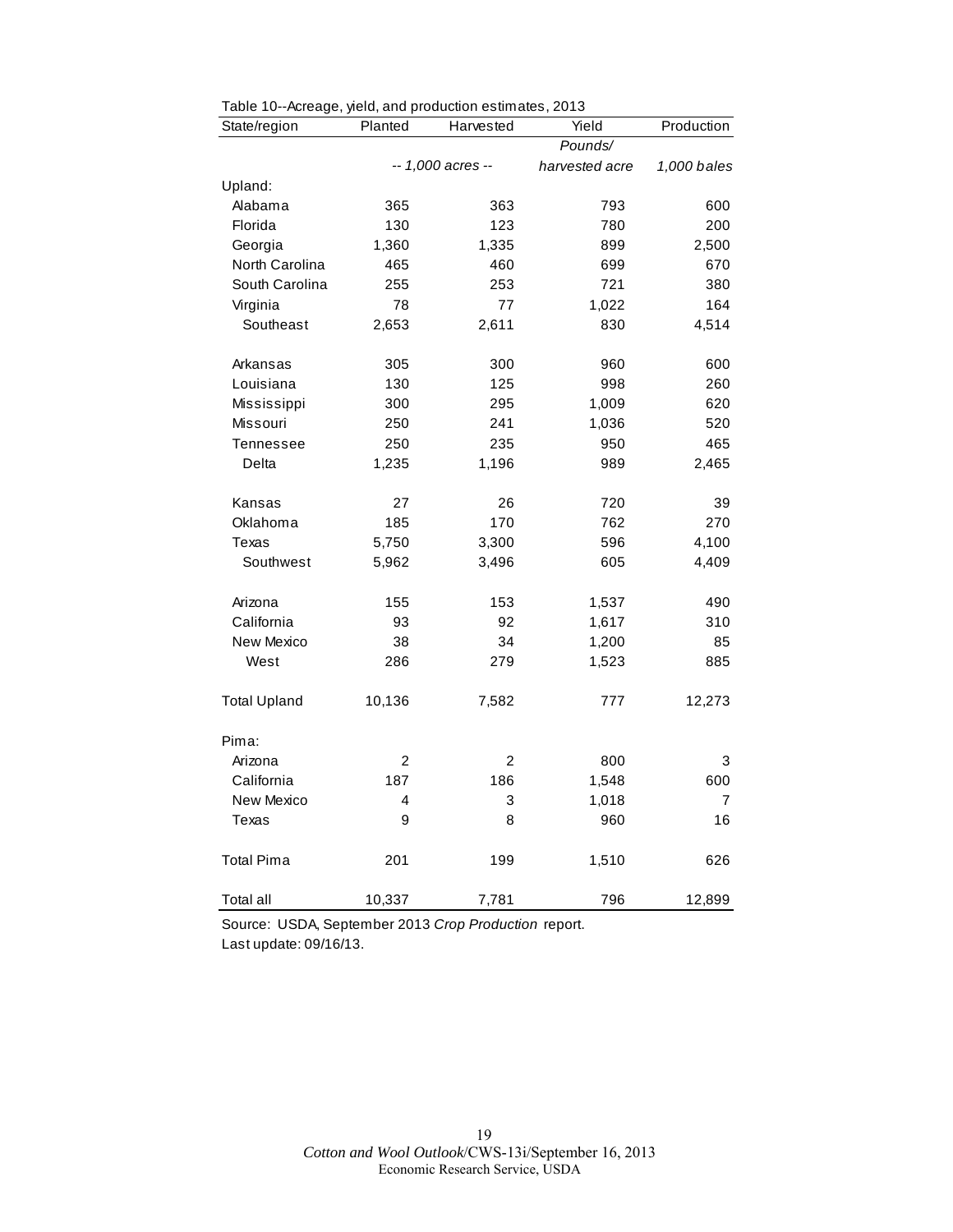Table 10--Acreage, yield, and production estimates, 2013

| State/region | Planted | Harvested | Yield | Production |
|---|---|---|---|---|
| | | | *Pounds/* | |
| | *-- 1,000 acres --* | | *harvested acre* | *1,000 bales* |
| Upland: | | | | |
| Alabama | 365 | 363 | 793 | 600 |
| Florida | 130 | 123 | 780 | 200 |
| Georgia | 1,360 | 1,335 | 899 | 2,500 |
| North Carolina | 465 | 460 | 699 | 670 |
| South Carolina | 255 | 253 | 721 | 380 |
| Virginia | 78 | 77 | 1,022 | 164 |
| Southeast | 2,653 | 2,611 | 830 | 4,514 |
| | | | | |
| Arkansas | 305 | 300 | 960 | 600 |
| Louisiana | 130 | 125 | 998 | 260 |
| Mississippi | 300 | 295 | 1,009 | 620 |
| Missouri | 250 | 241 | 1,036 | 520 |
| Tennessee | 250 | 235 | 950 | 465 |
| Delta | 1,235 | 1,196 | 989 | 2,465 |
| | | | | |
| Kansas | 27 | 26 | 720 | 39 |
| Oklahoma | 185 | 170 | 762 | 270 |
| Texas | 5,750 | 3,300 | 596 | 4,100 |
| Southwest | 5,962 | 3,496 | 605 | 4,409 |
| | | | | |
| Arizona | 155 | 153 | 1,537 | 490 |
| California | 93 | 92 | 1,617 | 310 |
| New Mexico | 38 | 34 | 1,200 | 85 |
| West | 286 | 279 | 1,523 | 885 |
| | | | | |
| Total Upland | 10,136 | 7,582 | 777 | 12,273 |
| | | | | |
| Pima: | | | | |
| Arizona | 2 | 2 | 800 | 3 |
| California | 187 | 186 | 1,548 | 600 |
| New Mexico | 4 | 3 | 1,018 | 7 |
| Texas | 9 | 8 | 960 | 16 |
| | | | | |
| Total Pima | 201 | 199 | 1,510 | 626 |
| | | | | |
| Total all | 10,337 | 7,781 | 796 | 12,899 |

Source: USDA, September 2013 *Crop Production* report.
Last update: 09/16/13.